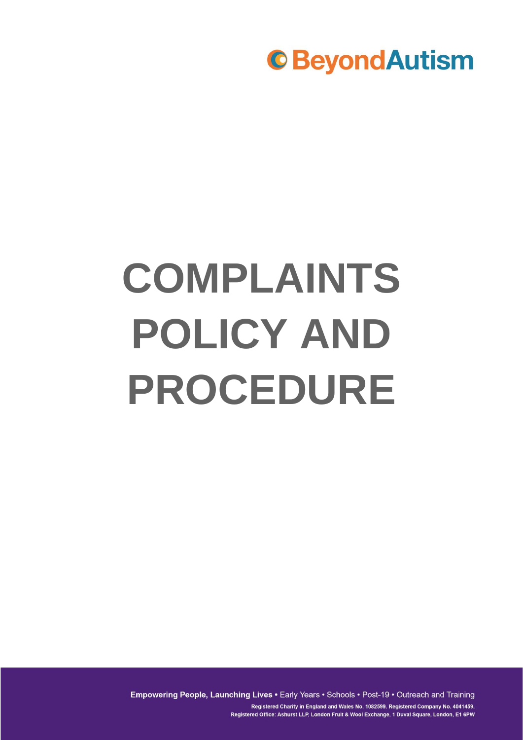BeyondAutism

# COMPLAINTS POLICY AND PROCEDURE

**Empowering People, Launching Lives** • Early Years • Schools • Post-19 • Outreach and Training

Registered Charity in England and Wales No. 1082599. Registered Company No. 4041459.
Registered Office: Ashurst LLP, London Fruit & Wool Exchange, 1 Duval Square, London, E1 6PW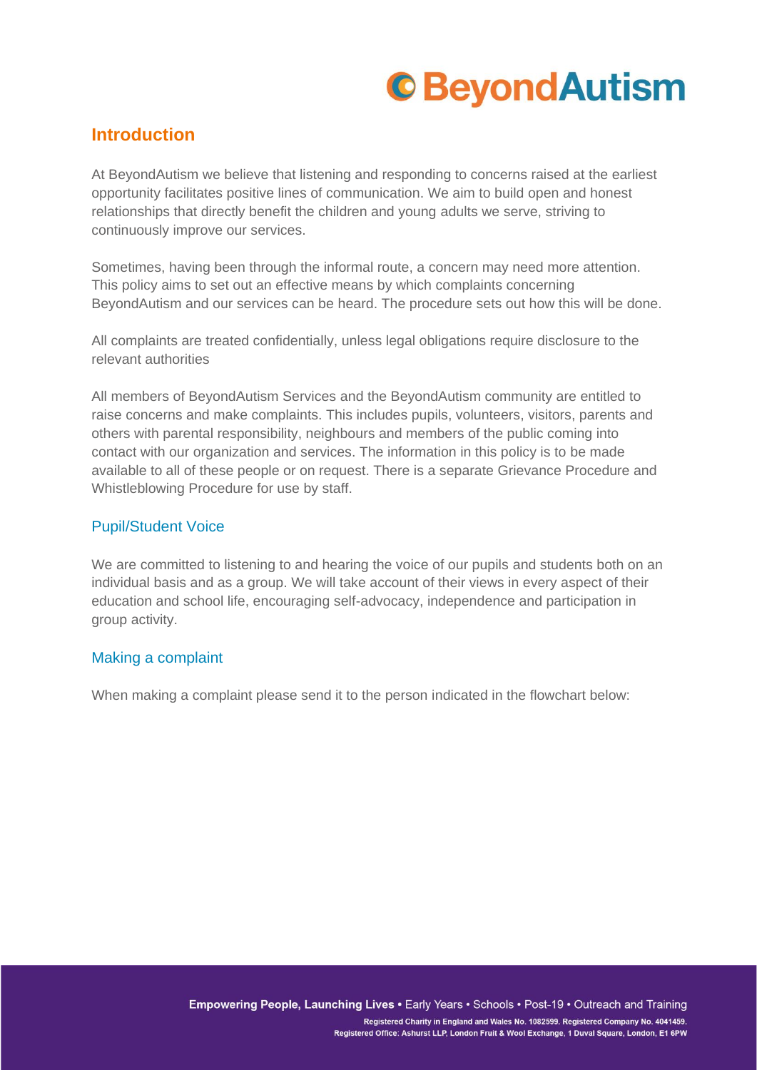## Introduction

At BeyondAutism we believe that listening and responding to concerns raised at the earliest opportunity facilitates positive lines of communication. We aim to build open and honest relationships that directly benefit the children and young adults we serve, striving to continuously improve our services.

Sometimes, having been through the informal route, a concern may need more attention. This policy aims to set out an effective means by which complaints concerning BeyondAutism and our services can be heard. The procedure sets out how this will be done.

All complaints are treated confidentially, unless legal obligations require disclosure to the relevant authorities

All members of BeyondAutism Services and the BeyondAutism community are entitled to raise concerns and make complaints. This includes pupils, volunteers, visitors, parents and others with parental responsibility, neighbours and members of the public coming into contact with our organization and services. The information in this policy is to be made available to all of these people or on request. There is a separate Grievance Procedure and Whistleblowing Procedure for use by staff.

### Pupil/Student Voice

We are committed to listening to and hearing the voice of our pupils and students both on an individual basis and as a group. We will take account of their views in every aspect of their education and school life, encouraging self-advocacy, independence and participation in group activity.

### Making a complaint

When making a complaint please send it to the person indicated in the flowchart below: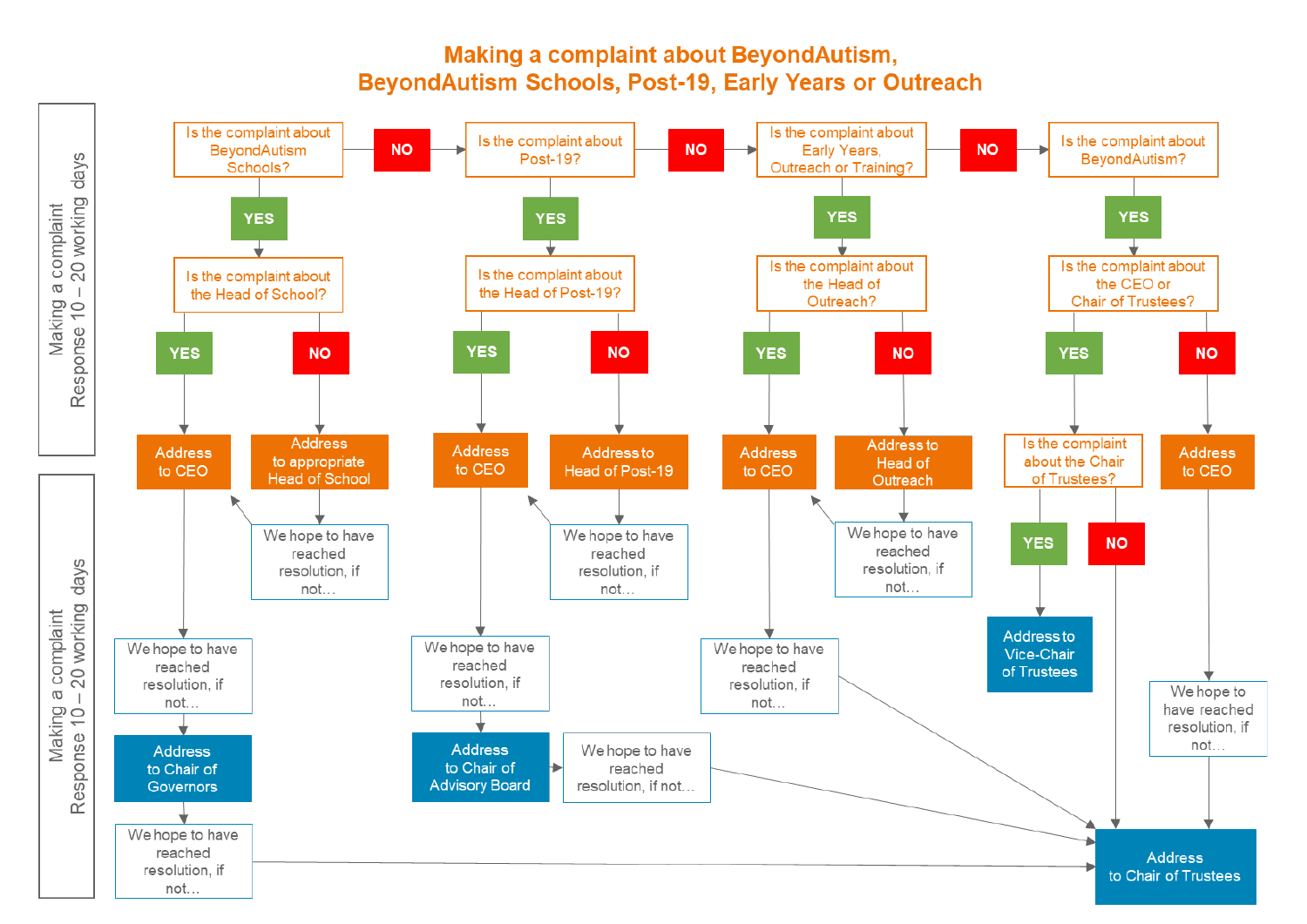# Making a complaint about BeyondAutism, BeyondAutism Schools, Post-19, Early Years or Outreach

**Making a complaint – Response 10 – 20 working days**

**1. Is the complaint about BeyondAutism Schools?**

- **YES** → Is the complaint about the Head of School?
  - **YES** → Address to CEO → We hope to have reached resolution, if not… → Address to Chair of Governors → We hope to have reached resolution, if not… → Address to Chair of Trustees
  - **NO** → Address to appropriate Head of School → We hope to have reached resolution, if not… → Address to CEO
- **NO** → go to question 2

**2. Is the complaint about Post-19?**

- **YES** → Is the complaint about the Head of Post-19?
  - **YES** → Address to CEO → We hope to have reached resolution, if not… → Address to Chair of Advisory Board → We hope to have reached resolution, if not… → Address to Chair of Trustees
  - **NO** → Address to Head of Post-19 → We hope to have reached resolution, if not… → Address to CEO
- **NO** → go to question 3

**3. Is the complaint about Early Years, Outreach or Training?**

- **YES** → Is the complaint about the Head of Outreach?
  - **YES** → Address to CEO → We hope to have reached resolution, if not… → Address to Chair of Trustees
  - **NO** → Address to Head of Outreach → We hope to have reached resolution, if not… → Address to CEO
- **NO** → go to question 4

**4. Is the complaint about BeyondAutism?**

- **YES** → Is the complaint about the CEO or Chair of Trustees?
  - **YES** → Is the complaint about the Chair of Trustees?
    - **YES** → Address to Vice-Chair of Trustees
    - **NO** → Address to Chair of Trustees
  - **NO** → Address to CEO → We hope to have reached resolution, if not… → Address to Chair of Trustees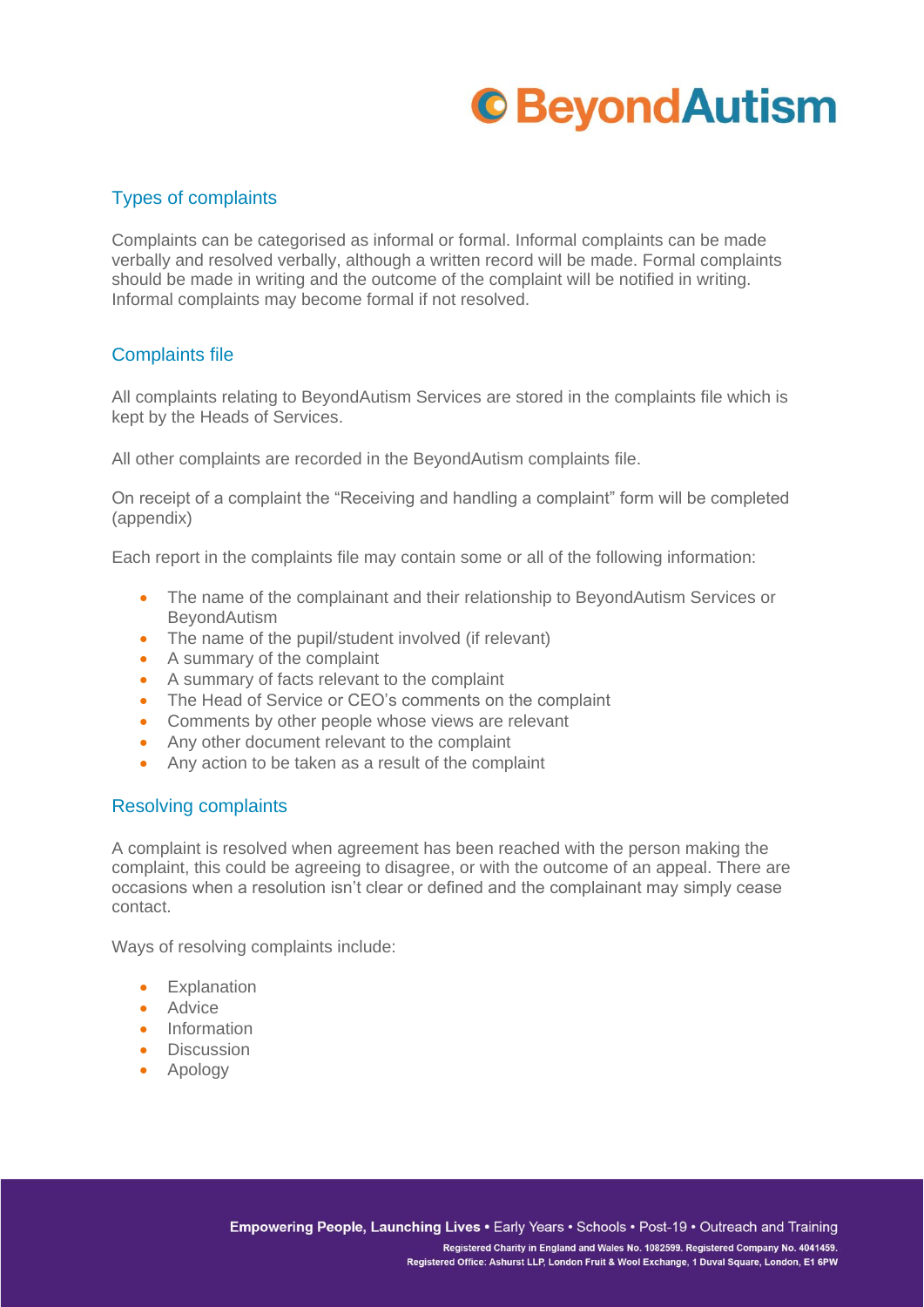## Types of complaints

Complaints can be categorised as informal or formal. Informal complaints can be made verbally and resolved verbally, although a written record will be made. Formal complaints should be made in writing and the outcome of the complaint will be notified in writing. Informal complaints may become formal if not resolved.

## Complaints file

All complaints relating to BeyondAutism Services are stored in the complaints file which is kept by the Heads of Services.

All other complaints are recorded in the BeyondAutism complaints file.

On receipt of a complaint the "Receiving and handling a complaint" form will be completed (appendix)

Each report in the complaints file may contain some or all of the following information:

- The name of the complainant and their relationship to BeyondAutism Services or BeyondAutism
- The name of the pupil/student involved (if relevant)
- A summary of the complaint
- A summary of facts relevant to the complaint
- The Head of Service or CEO's comments on the complaint
- Comments by other people whose views are relevant
- Any other document relevant to the complaint
- Any action to be taken as a result of the complaint

## Resolving complaints

A complaint is resolved when agreement has been reached with the person making the complaint, this could be agreeing to disagree, or with the outcome of an appeal. There are occasions when a resolution isn't clear or defined and the complainant may simply cease contact.

Ways of resolving complaints include:

- Explanation
- Advice
- Information
- Discussion
- Apology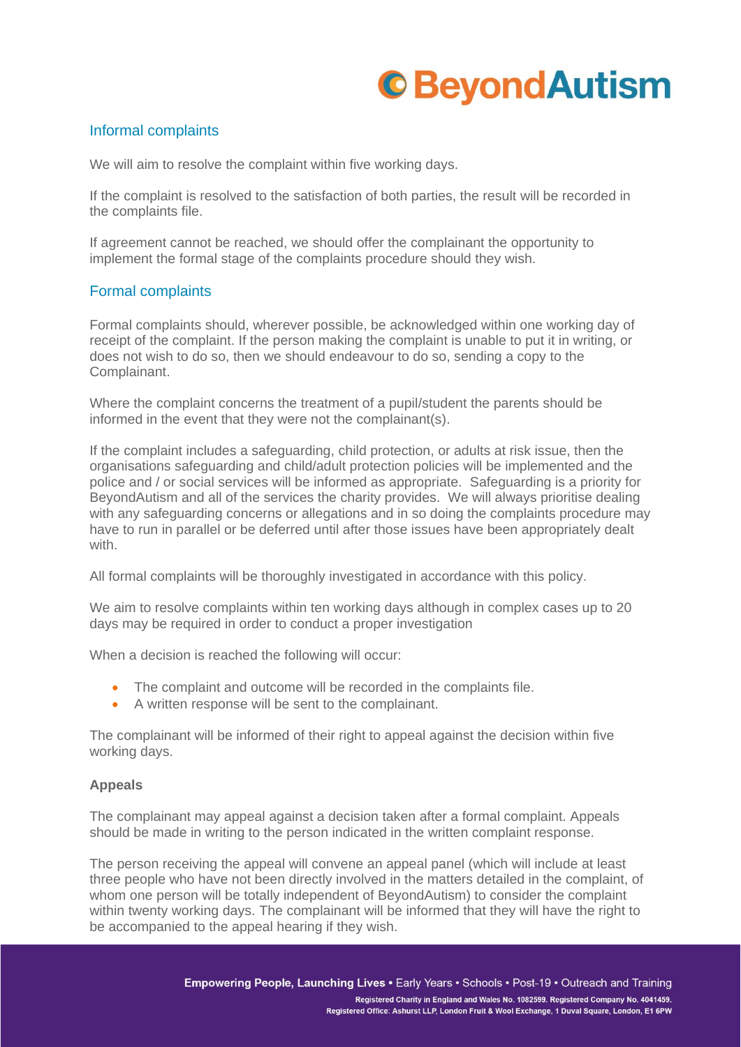## Informal complaints

We will aim to resolve the complaint within five working days.

If the complaint is resolved to the satisfaction of both parties, the result will be recorded in the complaints file.

If agreement cannot be reached, we should offer the complainant the opportunity to implement the formal stage of the complaints procedure should they wish.

## Formal complaints

Formal complaints should, wherever possible, be acknowledged within one working day of receipt of the complaint. If the person making the complaint is unable to put it in writing, or does not wish to do so, then we should endeavour to do so, sending a copy to the Complainant.

Where the complaint concerns the treatment of a pupil/student the parents should be informed in the event that they were not the complainant(s).

If the complaint includes a safeguarding, child protection, or adults at risk issue, then the organisations safeguarding and child/adult protection policies will be implemented and the police and / or social services will be informed as appropriate. Safeguarding is a priority for BeyondAutism and all of the services the charity provides. We will always prioritise dealing with any safeguarding concerns or allegations and in so doing the complaints procedure may have to run in parallel or be deferred until after those issues have been appropriately dealt with.

All formal complaints will be thoroughly investigated in accordance with this policy.

We aim to resolve complaints within ten working days although in complex cases up to 20 days may be required in order to conduct a proper investigation

When a decision is reached the following will occur:

- The complaint and outcome will be recorded in the complaints file.
- A written response will be sent to the complainant.

The complainant will be informed of their right to appeal against the decision within five working days.

**Appeals**

The complainant may appeal against a decision taken after a formal complaint. Appeals should be made in writing to the person indicated in the written complaint response.

The person receiving the appeal will convene an appeal panel (which will include at least three people who have not been directly involved in the matters detailed in the complaint, of whom one person will be totally independent of BeyondAutism) to consider the complaint within twenty working days. The complainant will be informed that they will have the right to be accompanied to the appeal hearing if they wish.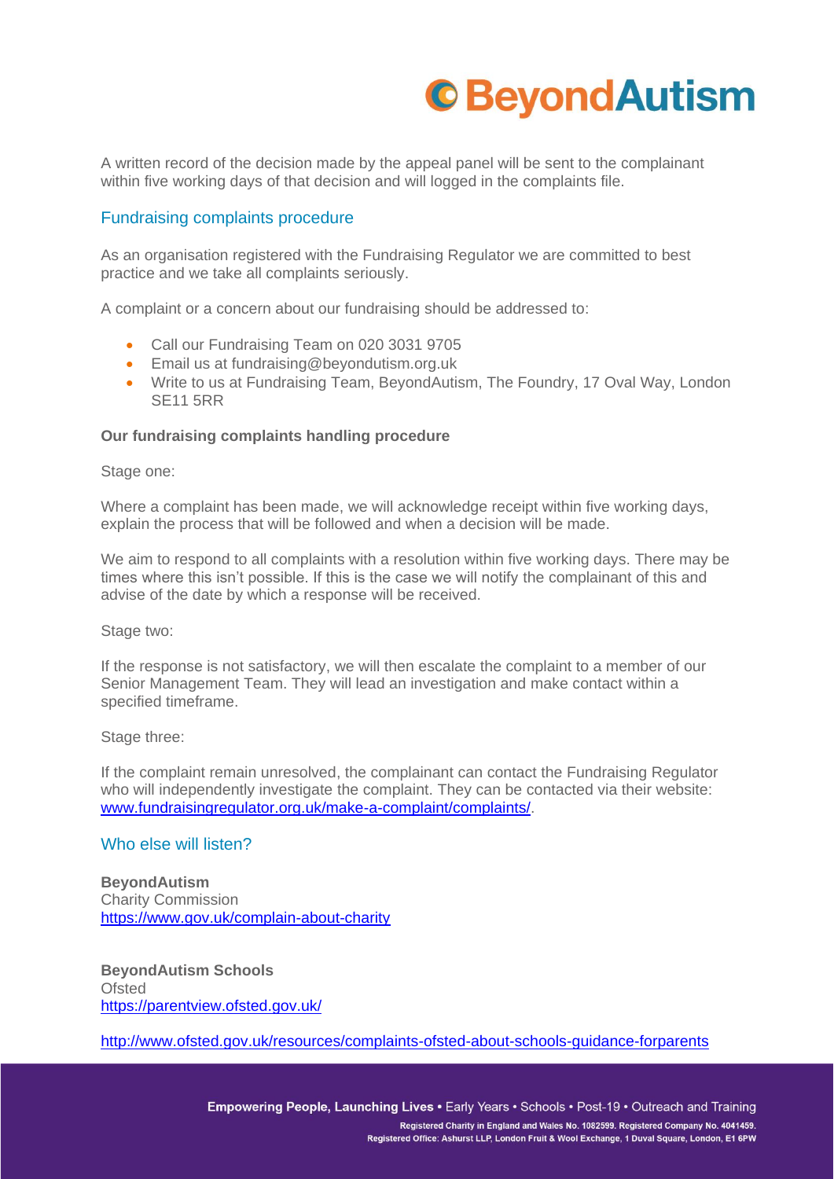A written record of the decision made by the appeal panel will be sent to the complainant within five working days of that decision and will logged in the complaints file.

## Fundraising complaints procedure

As an organisation registered with the Fundraising Regulator we are committed to best practice and we take all complaints seriously.

A complaint or a concern about our fundraising should be addressed to:

- Call our Fundraising Team on 020 3031 9705
- Email us at fundraising@beyondutism.org.uk
- Write to us at Fundraising Team, BeyondAutism, The Foundry, 17 Oval Way, London SE11 5RR

**Our fundraising complaints handling procedure**

Stage one:

Where a complaint has been made, we will acknowledge receipt within five working days, explain the process that will be followed and when a decision will be made.

We aim to respond to all complaints with a resolution within five working days. There may be times where this isn't possible. If this is the case we will notify the complainant of this and advise of the date by which a response will be received.

Stage two:

If the response is not satisfactory, we will then escalate the complaint to a member of our Senior Management Team. They will lead an investigation and make contact within a specified timeframe.

Stage three:

If the complaint remain unresolved, the complainant can contact the Fundraising Regulator who will independently investigate the complaint. They can be contacted via their website: www.fundraisingregulator.org.uk/make-a-complaint/complaints/.

## Who else will listen?

**BeyondAutism**
Charity Commission
https://www.gov.uk/complain-about-charity

**BeyondAutism Schools**
Ofsted
https://parentview.ofsted.gov.uk/

http://www.ofsted.gov.uk/resources/complaints-ofsted-about-schools-guidance-forparents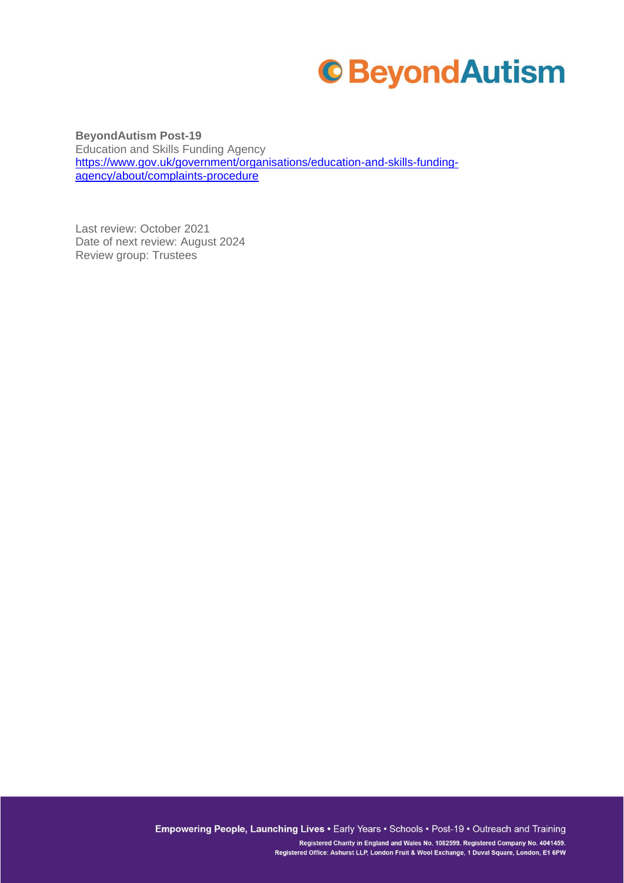**BeyondAutism Post-19**
Education and Skills Funding Agency
https://www.gov.uk/government/organisations/education-and-skills-funding-agency/about/complaints-procedure

Last review: October 2021
Date of next review: August 2024
Review group: Trustees